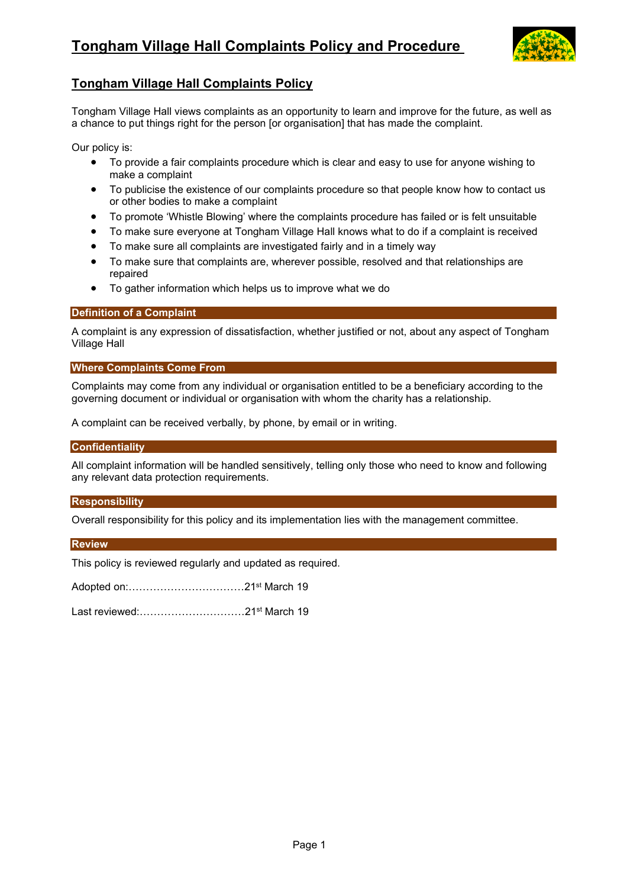# Tongham Village Hall Complaints Policy and Procedure

## Tongham Village Hall Complaints Policy

Tongham Village Hall views complaints as an opportunity to learn and improve for the future, as well as a chance to put things right for the person [or organisation] that has made the complaint.

Our policy is:

- To provide a fair complaints procedure which is clear and easy to use for anyone wishing to make a complaint
- To publicise the existence of our complaints procedure so that people know how to contact us or other bodies to make a complaint
- To promote 'Whistle Blowing' where the complaints procedure has failed or is felt unsuitable
- To make sure everyone at Tongham Village Hall knows what to do if a complaint is received
- To make sure all complaints are investigated fairly and in a timely way
- To make sure that complaints are, wherever possible, resolved and that relationships are repaired
- To gather information which helps us to improve what we do

### Definition of a Complaint

A complaint is any expression of dissatisfaction, whether justified or not, about any aspect of Tongham Village Hall

### Where Complaints Come From

Complaints may come from any individual or organisation entitled to be a beneficiary according to the governing document or individual or organisation with whom the charity has a relationship.

A complaint can be received verbally, by phone, by email or in writing.

### Confidentiality

All complaint information will be handled sensitively, telling only those who need to know and following any relevant data protection requirements.

### Responsibility

Overall responsibility for this policy and its implementation lies with the management committee.

### Review

This policy is reviewed regularly and updated as required.

Adopted on:……………………………21st March 19

Last reviewed:…………………………21st March 19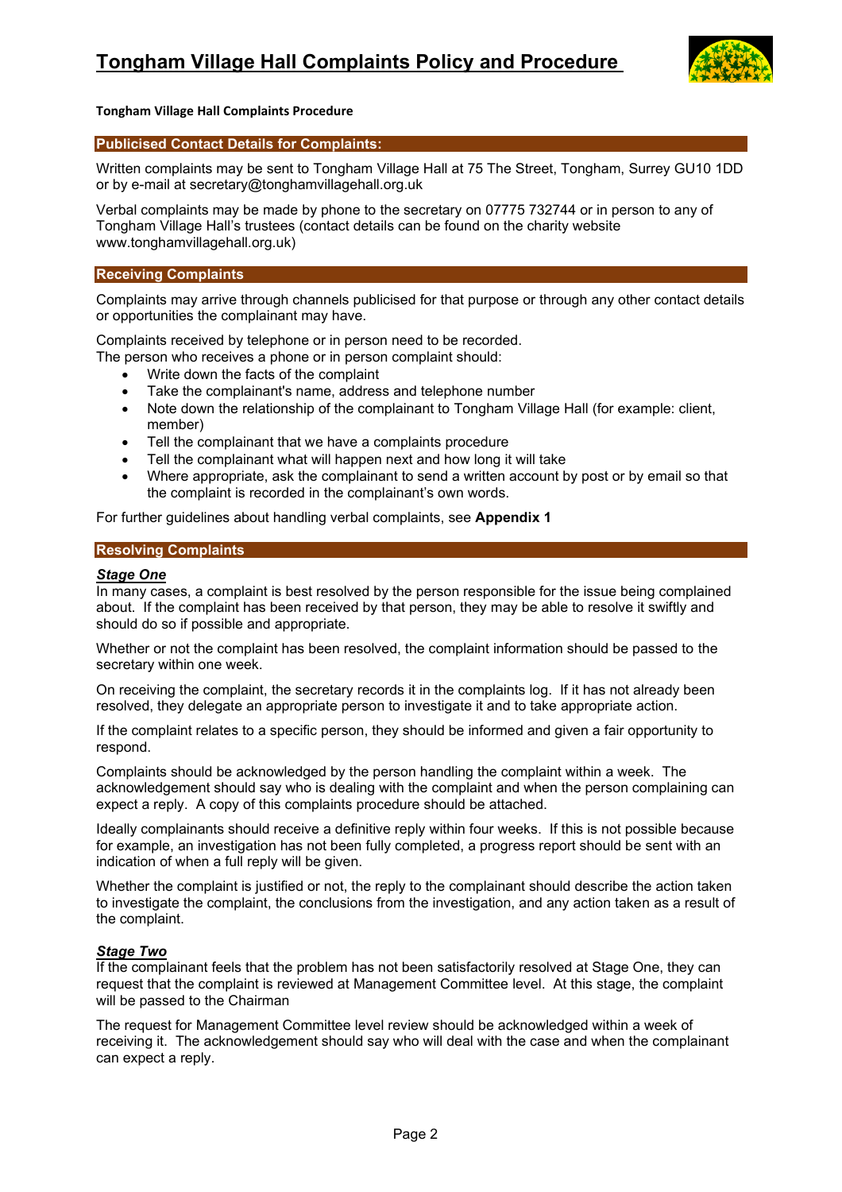# Tongham Village Hall Complaints Policy and Procedure

**Tongham Village Hall Complaints Procedure**

## Publicised Contact Details for Complaints:

Written complaints may be sent to Tongham Village Hall at 75 The Street, Tongham, Surrey GU10 1DD or by e-mail at secretary@tonghamvillagehall.org.uk

Verbal complaints may be made by phone to the secretary on 07775 732744 or in person to any of Tongham Village Hall's trustees (contact details can be found on the charity website www.tonghamvillagehall.org.uk)

## Receiving Complaints

Complaints may arrive through channels publicised for that purpose or through any other contact details or opportunities the complainant may have.

Complaints received by telephone or in person need to be recorded.
The person who receives a phone or in person complaint should:

- Write down the facts of the complaint
- Take the complainant's name, address and telephone number
- Note down the relationship of the complainant to Tongham Village Hall (for example: client, member)
- Tell the complainant that we have a complaints procedure
- Tell the complainant what will happen next and how long it will take
- Where appropriate, ask the complainant to send a written account by post or by email so that the complaint is recorded in the complainant's own words.

For further guidelines about handling verbal complaints, see **Appendix 1**

## Resolving Complaints

### ***Stage One***

In many cases, a complaint is best resolved by the person responsible for the issue being complained about. If the complaint has been received by that person, they may be able to resolve it swiftly and should do so if possible and appropriate.

Whether or not the complaint has been resolved, the complaint information should be passed to the secretary within one week.

On receiving the complaint, the secretary records it in the complaints log. If it has not already been resolved, they delegate an appropriate person to investigate it and to take appropriate action.

If the complaint relates to a specific person, they should be informed and given a fair opportunity to respond.

Complaints should be acknowledged by the person handling the complaint within a week. The acknowledgement should say who is dealing with the complaint and when the person complaining can expect a reply. A copy of this complaints procedure should be attached.

Ideally complainants should receive a definitive reply within four weeks. If this is not possible because for example, an investigation has not been fully completed, a progress report should be sent with an indication of when a full reply will be given.

Whether the complaint is justified or not, the reply to the complainant should describe the action taken to investigate the complaint, the conclusions from the investigation, and any action taken as a result of the complaint.

### ***Stage Two***

If the complainant feels that the problem has not been satisfactorily resolved at Stage One, they can request that the complaint is reviewed at Management Committee level. At this stage, the complaint will be passed to the Chairman

The request for Management Committee level review should be acknowledged within a week of receiving it. The acknowledgement should say who will deal with the case and when the complainant can expect a reply.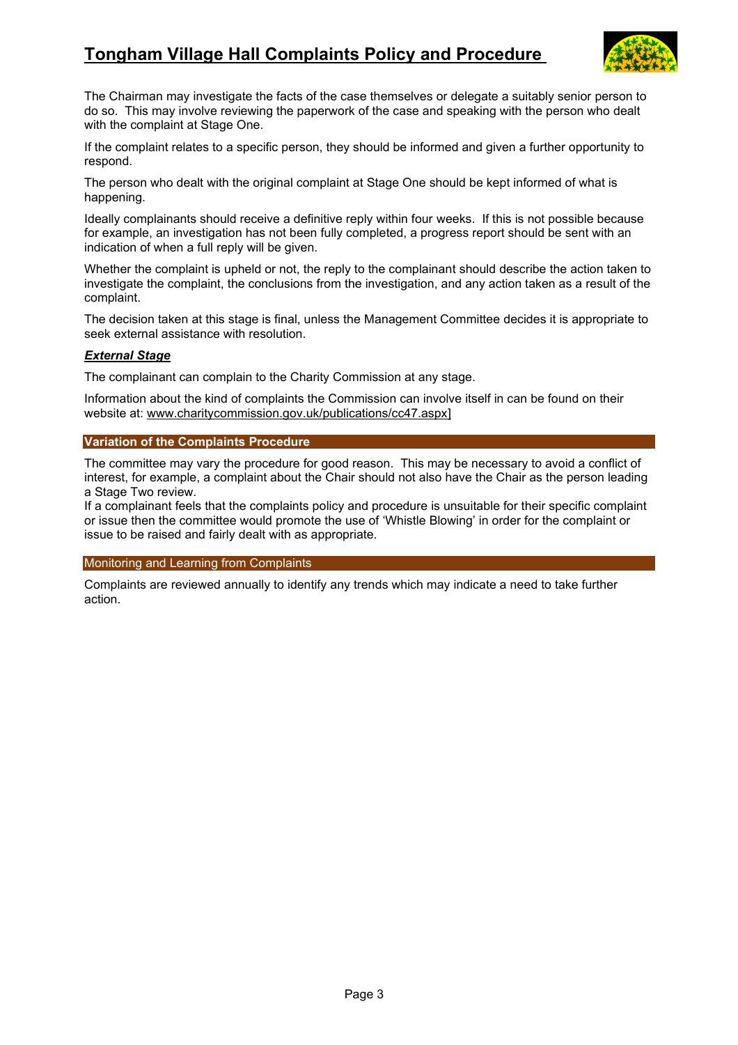The Chairman may investigate the facts of the case themselves or delegate a suitably senior person to do so. This may involve reviewing the paperwork of the case and speaking with the person who dealt with the complaint at Stage One.

If the complaint relates to a specific person, they should be informed and given a further opportunity to respond.

The person who dealt with the original complaint at Stage One should be kept informed of what is happening.

Ideally complainants should receive a definitive reply within four weeks. If this is not possible because for example, an investigation has not been fully completed, a progress report should be sent with an indication of when a full reply will be given.

Whether the complaint is upheld or not, the reply to the complainant should describe the action taken to investigate the complaint, the conclusions from the investigation, and any action taken as a result of the complaint.

The decision taken at this stage is final, unless the Management Committee decides it is appropriate to seek external assistance with resolution.

***External Stage***

The complainant can complain to the Charity Commission at any stage.

Information about the kind of complaints the Commission can involve itself in can be found on their website at: www.charitycommission.gov.uk/publications/cc47.aspx]

## Variation of the Complaints Procedure

The committee may vary the procedure for good reason. This may be necessary to avoid a conflict of interest, for example, a complaint about the Chair should not also have the Chair as the person leading a Stage Two review.

If a complainant feels that the complaints policy and procedure is unsuitable for their specific complaint or issue then the committee would promote the use of 'Whistle Blowing' in order for the complaint or issue to be raised and fairly dealt with as appropriate.

## Monitoring and Learning from Complaints

Complaints are reviewed annually to identify any trends which may indicate a need to take further action.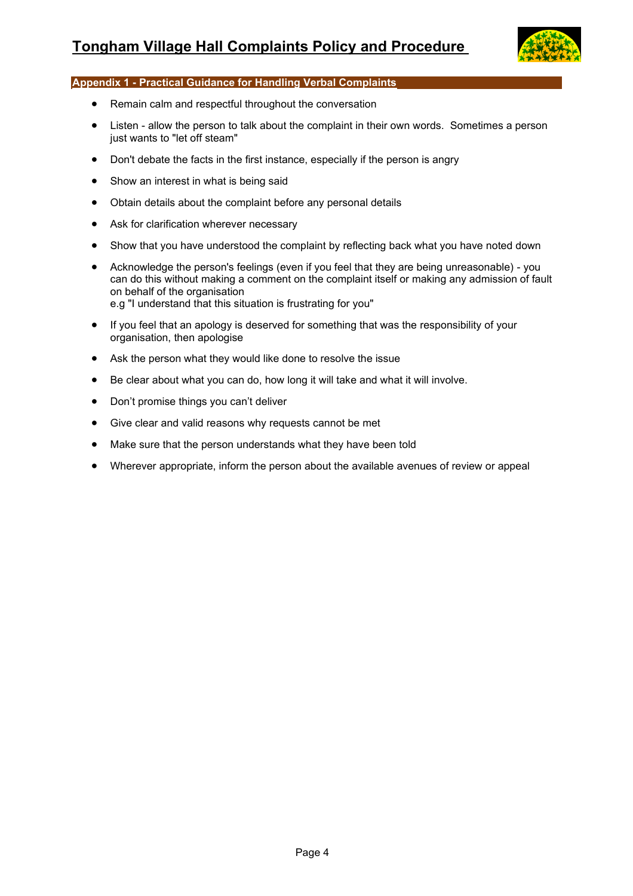## Appendix 1 - Practical Guidance for Handling Verbal Complaints

- Remain calm and respectful throughout the conversation
- Listen - allow the person to talk about the complaint in their own words. Sometimes a person just wants to "let off steam"
- Don't debate the facts in the first instance, especially if the person is angry
- Show an interest in what is being said
- Obtain details about the complaint before any personal details
- Ask for clarification wherever necessary
- Show that you have understood the complaint by reflecting back what you have noted down
- Acknowledge the person's feelings (even if you feel that they are being unreasonable) - you can do this without making a comment on the complaint itself or making any admission of fault on behalf of the organisation
  e.g "I understand that this situation is frustrating for you"
- If you feel that an apology is deserved for something that was the responsibility of your organisation, then apologise
- Ask the person what they would like done to resolve the issue
- Be clear about what you can do, how long it will take and what it will involve.
- Don't promise things you can't deliver
- Give clear and valid reasons why requests cannot be met
- Make sure that the person understands what they have been told
- Wherever appropriate, inform the person about the available avenues of review or appeal